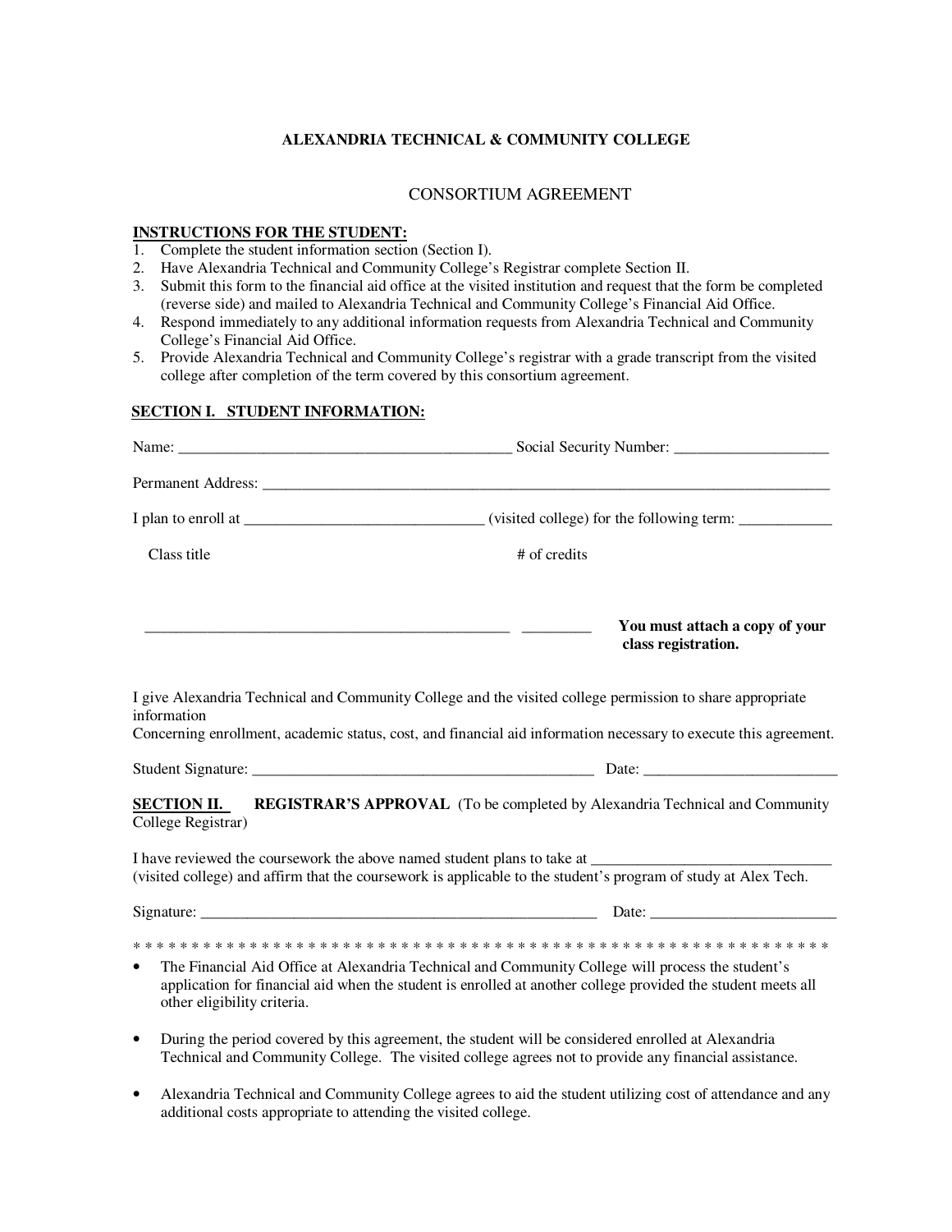# ALEXANDRIA TECHNICAL & COMMUNITY COLLEGE

## CONSORTIUM AGREEMENT

**INSTRUCTIONS FOR THE STUDENT:**

1. Complete the student information section (Section I).
2. Have Alexandria Technical and Community College's Registrar complete Section II.
3. Submit this form to the financial aid office at the visited institution and request that the form be completed (reverse side) and mailed to Alexandria Technical and Community College's Financial Aid Office.
4. Respond immediately to any additional information requests from Alexandria Technical and Community College's Financial Aid Office.
5. Provide Alexandria Technical and Community College's registrar with a grade transcript from the visited college after completion of the term covered by this consortium agreement.

**SECTION I. STUDENT INFORMATION:**

Name: ___________________________________________ Social Security Number: ____________________

Permanent Address: ______________________________________________________________________________

I plan to enroll at _______________________________ (visited college) for the following term: ____________

Class title &nbsp;&nbsp;&nbsp;&nbsp;&nbsp;&nbsp;&nbsp;&nbsp;&nbsp;&nbsp;&nbsp;&nbsp;&nbsp;&nbsp;&nbsp;&nbsp;&nbsp;&nbsp;&nbsp;&nbsp;&nbsp;&nbsp;&nbsp;&nbsp;&nbsp;&nbsp;&nbsp;&nbsp;&nbsp;&nbsp; # of credits

________________________________________________ _________ **You must attach a copy of your class registration.**

I give Alexandria Technical and Community College and the visited college permission to share appropriate information
Concerning enrollment, academic status, cost, and financial aid information necessary to execute this agreement.

Student Signature: _____________________________________________ Date: _________________________

**SECTION II. REGISTRAR'S APPROVAL** (To be completed by Alexandria Technical and Community College Registrar)

I have reviewed the coursework the above named student plans to take at _______________________________ (visited college) and affirm that the coursework is applicable to the student's program of study at Alex Tech.

Signature: _____________________________________________________ Date: ________________________

* * * * * * * * * * * * * * * * * * * * * * * * * * * * * * * * * * * * * * * * * * * * * * * * * * * * * * * * * * * * * * * *

- The Financial Aid Office at Alexandria Technical and Community College will process the student's application for financial aid when the student is enrolled at another college provided the student meets all other eligibility criteria.
- During the period covered by this agreement, the student will be considered enrolled at Alexandria Technical and Community College. The visited college agrees not to provide any financial assistance.
- Alexandria Technical and Community College agrees to aid the student utilizing cost of attendance and any additional costs appropriate to attending the visited college.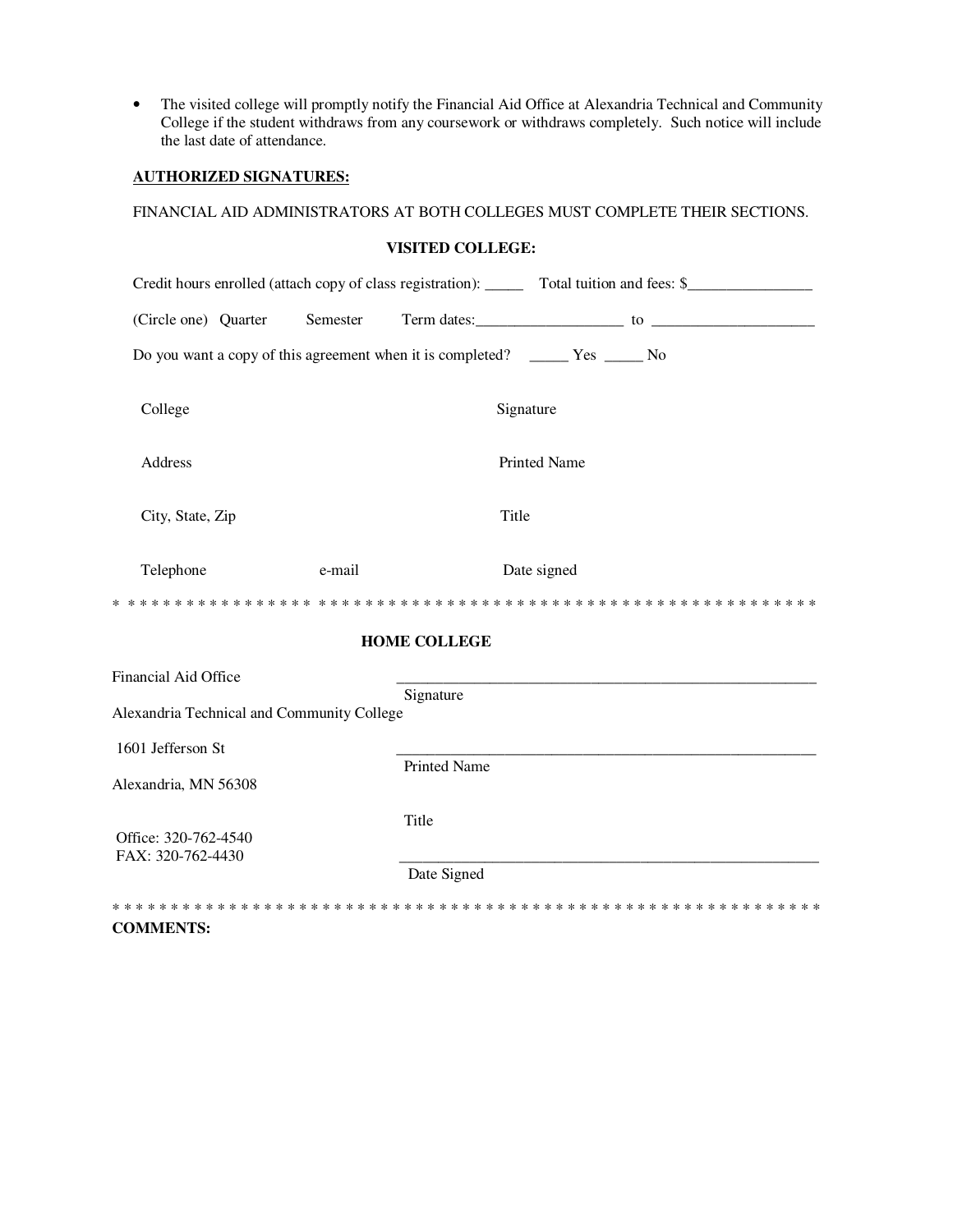- The visited college will promptly notify the Financial Aid Office at Alexandria Technical and Community College if the student withdraws from any coursework or withdraws completely. Such notice will include the last date of attendance.

**AUTHORIZED SIGNATURES:**

FINANCIAL AID ADMINISTRATORS AT BOTH COLLEGES MUST COMPLETE THEIR SECTIONS.

**VISITED COLLEGE:**

Credit hours enrolled (attach copy of class registration): _____ Total tuition and fees: $________________

(Circle one) Quarter Semester Term dates:___________________ to _____________________

Do you want a copy of this agreement when it is completed? _____ Yes _____ No

College

Signature

Address

Printed Name

City, State, Zip

Title

Telephone

e-mail

Date signed

* * * * * * * * * * * * * * * * * * * * * * * * * * * * * * * * * * * * * * * * * * * * * * * * * * * * * * * * * * * * * *

**HOME COLLEGE**

Financial Aid Office

Alexandria Technical and Community College

1601 Jefferson St

Alexandria, MN 56308

Office: 320-762-4540
FAX: 320-762-4430

_______________________________________________________
Signature

_______________________________________________________
Printed Name

Title

_______________________________________________________
Date Signed

* * * * * * * * * * * * * * * * * * * * * * * * * * * * * * * * * * * * * * * * * * * * * * * * * * * * * * * * * * * * *

**COMMENTS:**